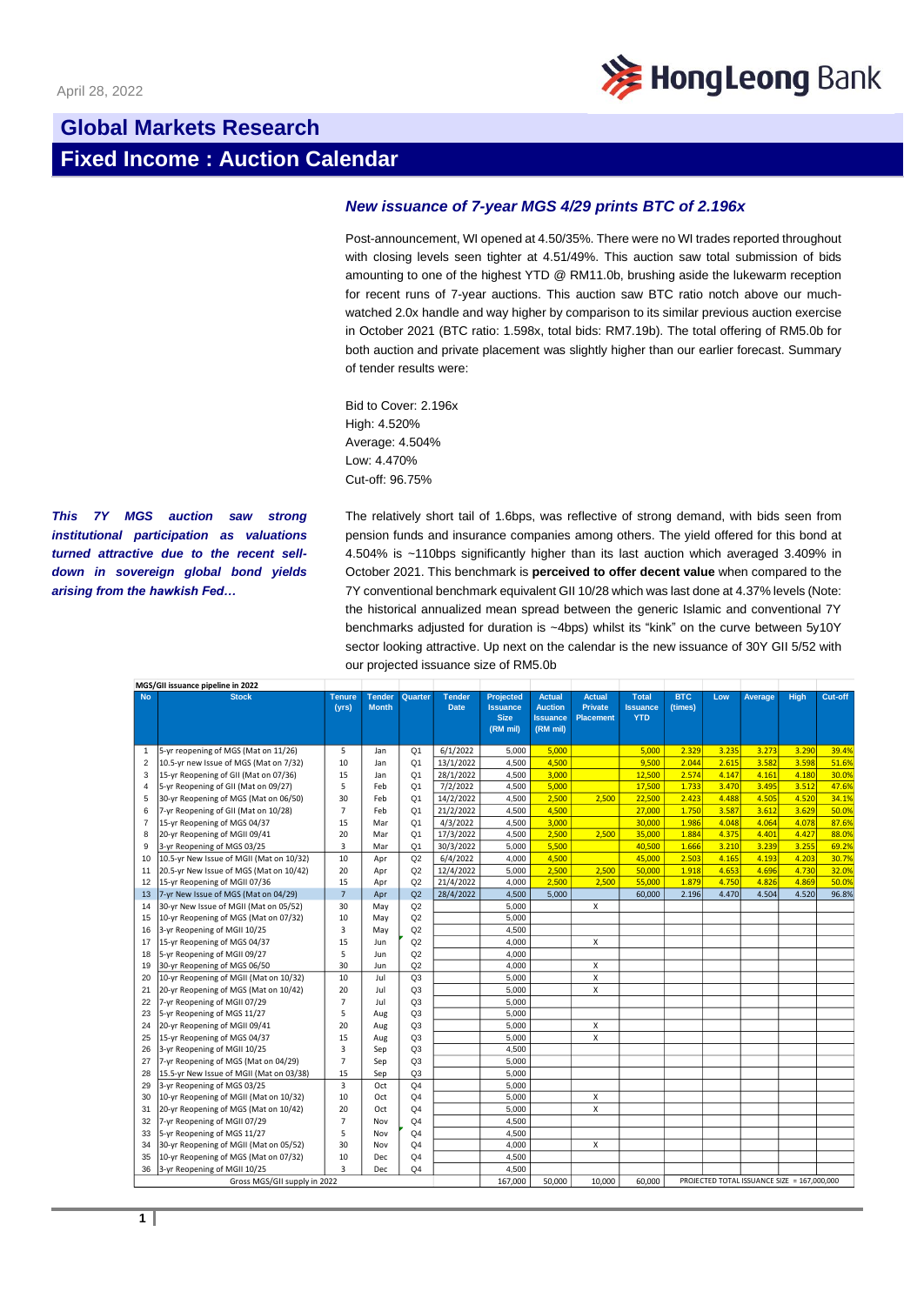April 28, 2022

# Global Markets Research

## Fixed Income : Auction Calendar

### *New issuance of 7-year MGS 4/29 prints BTC of 2.196x*

Post-announcement, WI opened at 4.50/35%. There were no WI trades reported throughout with closing levels seen tighter at 4.51/49%. This auction saw total submission of bids amounting to one of the highest YTD @ RM11.0b, brushing aside the lukewarm reception for recent runs of 7-year auctions. This auction saw BTC ratio notch above our much-watched 2.0x handle and way higher by comparison to its similar previous auction exercise in October 2021 (BTC ratio: 1.598x, total bids: RM7.19b). The total offering of RM5.0b for both auction and private placement was slightly higher than our earlier forecast. Summary of tender results were:

Bid to Cover: 2.196x
High: 4.520%
Average: 4.504%
Low: 4.470%
Cut-off: 96.75%

***This 7Y MGS auction saw strong institutional participation as valuations turned attractive due to the recent sell-down in sovereign global bond yields arising from the hawkish Fed…***

The relatively short tail of 1.6bps, was reflective of strong demand, with bids seen from pension funds and insurance companies among others. The yield offered for this bond at 4.504% is ~110bps significantly higher than its last auction which averaged 3.409% in October 2021. This benchmark is **perceived to offer decent value** when compared to the 7Y conventional benchmark equivalent GII 10/28 which was last done at 4.37% levels (Note: the historical annualized mean spread between the generic Islamic and conventional 7Y benchmarks adjusted for duration is ~4bps) whilst its "kink" on the curve between 5y10Y sector looking attractive. Up next on the calendar is the new issuance of 30Y GII 5/52 with our projected issuance size of RM5.0b

MGS/GII issuance pipeline in 2022

| No | Stock | Tenure (yrs) | Tender Month | Quarter | Tender Date | Projected Issuance Size (RM mil) | Actual Auction Issuance (RM mil) | Actual Private Placement | Total Issuance YTD | BTC (times) | Low | Average | High | Cut-off |
|---|---|---|---|---|---|---|---|---|---|---|---|---|---|---|
| 1 | 5-yr reopening of MGS (Mat on 11/26) | 5 | Jan | Q1 | 6/1/2022 | 5,000 | 5,000 | | 5,000 | 2.329 | 3.235 | 3.273 | 3.290 | 39.4% |
| 2 | 10.5-yr new Issue of MGS (Mat on 7/32) | 10 | Jan | Q1 | 13/1/2022 | 4,500 | 4,500 | | 9,500 | 2.044 | 2.615 | 3.582 | 3.598 | 51.6% |
| 3 | 15-yr Reopening of GII (Mat on 07/36) | 15 | Jan | Q1 | 28/1/2022 | 4,500 | 3,000 | | 12,500 | 2.574 | 4.147 | 4.161 | 4.180 | 30.0% |
| 4 | 5-yr Reopening of GII (Mat on 09/27) | 5 | Feb | Q1 | 7/2/2022 | 4,500 | 5,000 | | 17,500 | 1.733 | 3.470 | 3.495 | 3.512 | 47.6% |
| 5 | 30-yr Reopening of MGS (Mat on 06/50) | 30 | Feb | Q1 | 14/2/2022 | 4,500 | 2,500 | 2,500 | 22,500 | 2.423 | 4.488 | 4.505 | 4.520 | 34.1% |
| 6 | 7-yr Reopening of GII (Mat on 10/28) | 7 | Feb | Q1 | 21/2/2022 | 4,500 | 4,500 | | 27,000 | 1.750 | 3.587 | 3.612 | 3.629 | 50.0% |
| 7 | 15-yr Reopening of MGS 04/37 | 15 | Mar | Q1 | 4/3/2022 | 4,500 | 3,000 | | 30,000 | 1.986 | 4.048 | 4.064 | 4.078 | 87.6% |
| 8 | 20-yr Reopening of MGII 09/41 | 20 | Mar | Q1 | 17/3/2022 | 4,500 | 2,500 | 2,500 | 35,000 | 1.884 | 4.375 | 4.401 | 4.427 | 88.0% |
| 9 | 3-yr Reopening of MGS 03/25 | 3 | Mar | Q1 | 30/3/2022 | 5,000 | 5,500 | | 40,500 | 1.666 | 3.210 | 3.239 | 3.255 | 69.2% |
| 10 | 10.5-yr New Issue of MGII (Mat on 10/32) | 10 | Apr | Q2 | 6/4/2022 | 4,000 | 4,500 | | 45,000 | 2.503 | 4.165 | 4.193 | 4.203 | 30.7% |
| 11 | 20.5-yr New Issue of MGS (Mat on 10/42) | 20 | Apr | Q2 | 12/4/2022 | 5,000 | 2,500 | 2,500 | 50,000 | 1.918 | 4.653 | 4.696 | 4.730 | 32.0% |
| 12 | 15-yr Reopening of MGII 07/36 | 15 | Apr | Q2 | 21/4/2022 | 4,000 | 2,500 | 2,500 | 55,000 | 1.879 | 4.750 | 4.826 | 4.869 | 50.0% |
| 13 | 7-yr New Issue of MGS (Mat on 04/29) | 7 | Apr | Q2 | 28/4/2022 | 4,500 | 5,000 | | 60,000 | 2.196 | 4.470 | 4.504 | 4.520 | 96.8% |
| 14 | 30-yr New Issue of MGII (Mat on 05/52) | 30 | May | Q2 | | 5,000 | | X | | | | | | |
| 15 | 10-yr Reopening of MGS (Mat on 07/32) | 10 | May | Q2 | | 5,000 | | | | | | | | |
| 16 | 3-yr Reopening of MGII 10/25 | 3 | May | Q2 | | 4,500 | | | | | | | | |
| 17 | 15-yr Reopening of MGS 04/37 | 15 | Jun | Q2 | | 4,000 | | X | | | | | | |
| 18 | 5-yr Reopening of MGII 09/27 | 5 | Jun | Q2 | | 4,000 | | | | | | | | |
| 19 | 30-yr Reopening of MGS 06/50 | 30 | Jun | Q2 | | 4,000 | | X | | | | | | |
| 20 | 10-yr Reopening of MGII (Mat on 10/32) | 10 | Jul | Q3 | | 5,000 | | X | | | | | | |
| 21 | 20-yr Reopening of MGS (Mat on 10/42) | 20 | Jul | Q3 | | 5,000 | | X | | | | | | |
| 22 | 7-yr Reopening of MGII 07/29 | 7 | Jul | Q3 | | 5,000 | | | | | | | | |
| 23 | 5-yr Reopening of MGS 11/27 | 5 | Aug | Q3 | | 5,000 | | | | | | | | |
| 24 | 20-yr Reopening of MGII 09/41 | 20 | Aug | Q3 | | 5,000 | | X | | | | | | |
| 25 | 15-yr Reopening of MGS 04/37 | 15 | Aug | Q3 | | 5,000 | | X | | | | | | |
| 26 | 3-yr Reopening of MGII 10/25 | 3 | Sep | Q3 | | 4,500 | | | | | | | | |
| 27 | 7-yr Reopening of MGS (Mat on 04/29) | 7 | Sep | Q3 | | 5,000 | | | | | | | | |
| 28 | 15.5-yr New Issue of MGII (Mat on 03/38) | 15 | Sep | Q3 | | 5,000 | | | | | | | | |
| 29 | 3-yr Reopening of MGS 03/25 | 3 | Oct | Q4 | | 5,000 | | | | | | | | |
| 30 | 10-yr Reopening of MGII (Mat on 10/32) | 10 | Oct | Q4 | | 5,000 | | X | | | | | | |
| 31 | 20-yr Reopening of MGS (Mat on 10/42) | 20 | Oct | Q4 | | 5,000 | | X | | | | | | |
| 32 | 7-yr Reopening of MGII 07/29 | 7 | Nov | Q4 | | 4,500 | | | | | | | | |
| 33 | 5-yr Reopening of MGS 11/27 | 5 | Nov | Q4 | | 4,500 | | | | | | | | |
| 34 | 30-yr Reopening of MGII (Mat on 05/52) | 30 | Nov | Q4 | | 4,000 | | X | | | | | | |
| 35 | 10-yr Reopening of MGS (Mat on 07/32) | 10 | Dec | Q4 | | 4,500 | | | | | | | | |
| 36 | 3-yr Reopening of MGII 10/25 | 3 | Dec | Q4 | | 4,500 | | | | | | | | |
| | Gross MGS/GII supply in 2022 | | | | | 167,000 | 50,000 | 10,000 | 60,000 | PROJECTED TOTAL ISSUANCE SIZE = 167,000,000 | | | | |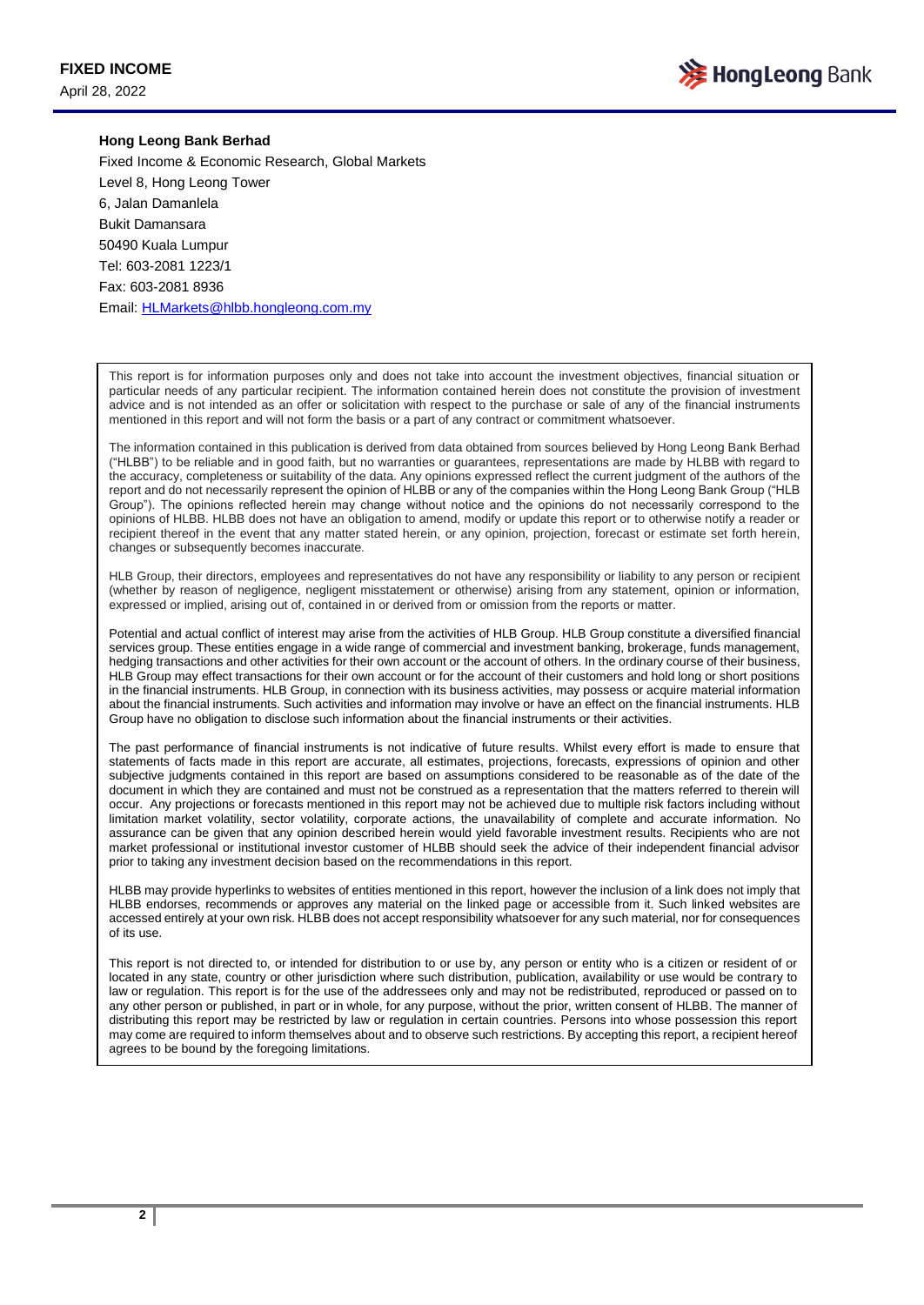**Hong Leong Bank Berhad**

Fixed Income & Economic Research, Global Markets
Level 8, Hong Leong Tower
6, Jalan Damanlela
Bukit Damansara
50490 Kuala Lumpur
Tel: 603-2081 1223/1
Fax: 603-2081 8936
Email: HLMarkets@hlbb.hongleong.com.my

This report is for information purposes only and does not take into account the investment objectives, financial situation or particular needs of any particular recipient. The information contained herein does not constitute the provision of investment advice and is not intended as an offer or solicitation with respect to the purchase or sale of any of the financial instruments mentioned in this report and will not form the basis or a part of any contract or commitment whatsoever.

The information contained in this publication is derived from data obtained from sources believed by Hong Leong Bank Berhad ("HLBB") to be reliable and in good faith, but no warranties or guarantees, representations are made by HLBB with regard to the accuracy, completeness or suitability of the data. Any opinions expressed reflect the current judgment of the authors of the report and do not necessarily represent the opinion of HLBB or any of the companies within the Hong Leong Bank Group ("HLB Group"). The opinions reflected herein may change without notice and the opinions do not necessarily correspond to the opinions of HLBB. HLBB does not have an obligation to amend, modify or update this report or to otherwise notify a reader or recipient thereof in the event that any matter stated herein, or any opinion, projection, forecast or estimate set forth herein, changes or subsequently becomes inaccurate.

HLB Group, their directors, employees and representatives do not have any responsibility or liability to any person or recipient (whether by reason of negligence, negligent misstatement or otherwise) arising from any statement, opinion or information, expressed or implied, arising out of, contained in or derived from or omission from the reports or matter.

Potential and actual conflict of interest may arise from the activities of HLB Group. HLB Group constitute a diversified financial services group. These entities engage in a wide range of commercial and investment banking, brokerage, funds management, hedging transactions and other activities for their own account or the account of others. In the ordinary course of their business, HLB Group may effect transactions for their own account or for the account of their customers and hold long or short positions in the financial instruments. HLB Group, in connection with its business activities, may possess or acquire material information about the financial instruments. Such activities and information may involve or have an effect on the financial instruments. HLB Group have no obligation to disclose such information about the financial instruments or their activities.

The past performance of financial instruments is not indicative of future results. Whilst every effort is made to ensure that statements of facts made in this report are accurate, all estimates, projections, forecasts, expressions of opinion and other subjective judgments contained in this report are based on assumptions considered to be reasonable as of the date of the document in which they are contained and must not be construed as a representation that the matters referred to therein will occur. Any projections or forecasts mentioned in this report may not be achieved due to multiple risk factors including without limitation market volatility, sector volatility, corporate actions, the unavailability of complete and accurate information. No assurance can be given that any opinion described herein would yield favorable investment results. Recipients who are not market professional or institutional investor customer of HLBB should seek the advice of their independent financial advisor prior to taking any investment decision based on the recommendations in this report.

HLBB may provide hyperlinks to websites of entities mentioned in this report, however the inclusion of a link does not imply that HLBB endorses, recommends or approves any material on the linked page or accessible from it. Such linked websites are accessed entirely at your own risk. HLBB does not accept responsibility whatsoever for any such material, nor for consequences of its use.

This report is not directed to, or intended for distribution to or use by, any person or entity who is a citizen or resident of or located in any state, country or other jurisdiction where such distribution, publication, availability or use would be contrary to law or regulation. This report is for the use of the addressees only and may not be redistributed, reproduced or passed on to any other person or published, in part or in whole, for any purpose, without the prior, written consent of HLBB. The manner of distributing this report may be restricted by law or regulation in certain countries. Persons into whose possession this report may come are required to inform themselves about and to observe such restrictions. By accepting this report, a recipient hereof agrees to be bound by the foregoing limitations.